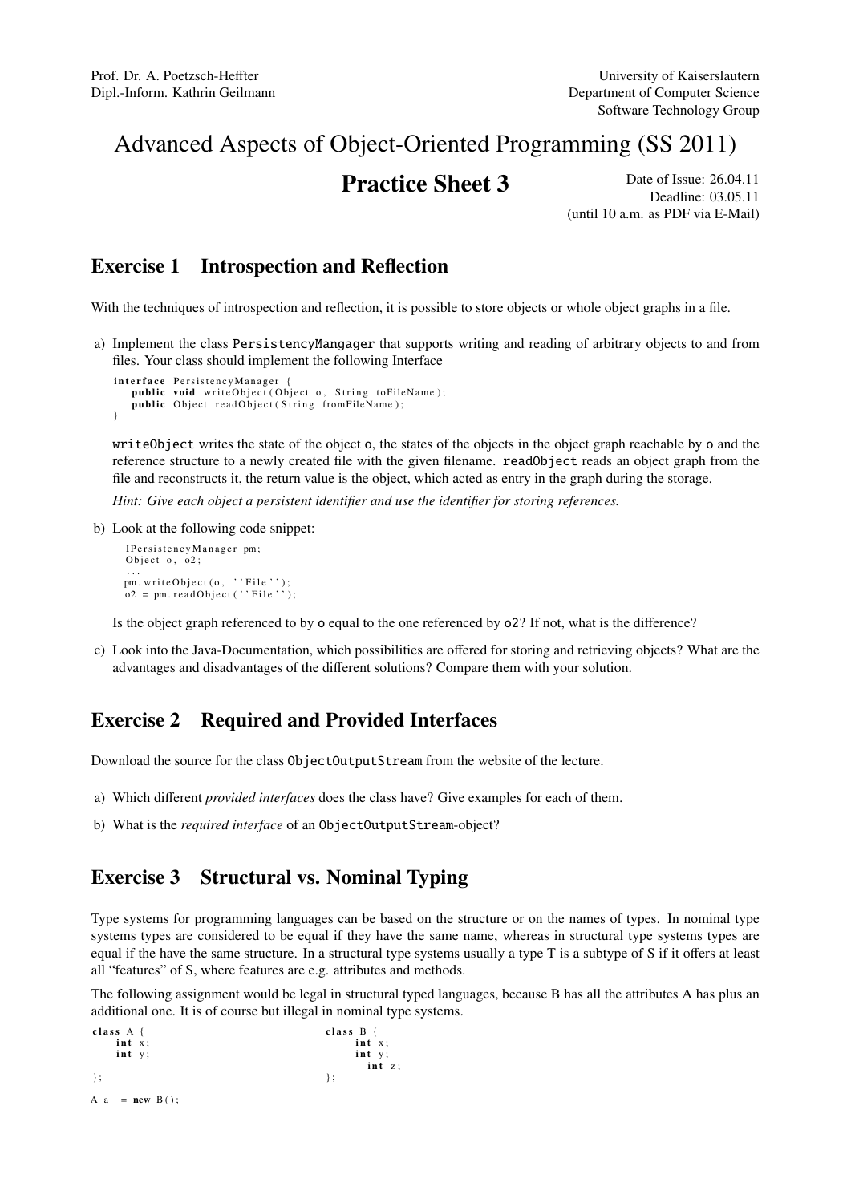Prof. Dr. A. Poetzsch-Heffter
Dipl.-Inform. Kathrin Geilmann

University of Kaiserslautern
Department of Computer Science
Software Technology Group

# Advanced Aspects of Object-Oriented Programming (SS 2011)

## Practice Sheet 3

Date of Issue: 26.04.11
Deadline: 03.05.11
(until 10 a.m. as PDF via E-Mail)

## Exercise 1 Introspection and Reflection

With the techniques of introspection and reflection, it is possible to store objects or whole object graphs in a file.

a) Implement the class `PersistencyMangager` that supports writing and reading of arbitrary objects to and from files. Your class should implement the following Interface

```
interface PersistencyManager {
    public void writeObject(Object o, String toFileName);
    public Object readObject(String fromFileName);
}
```

`writeObject` writes the state of the object `o`, the states of the objects in the object graph reachable by `o` and the reference structure to a newly created file with the given filename. `readObject` reads an object graph from the file and reconstructs it, the return value is the object, which acted as entry in the graph during the storage.

*Hint: Give each object a persistent identifier and use the identifier for storing references.*

b) Look at the following code snippet:

```
IPersistencyManager pm;
Object o, o2;
...
pm.writeObject(o, ''File'');
o2 = pm.readObject(''File'');
```

Is the object graph referenced to by `o` equal to the one referenced by `o2`? If not, what is the difference?

c) Look into the Java-Documentation, which possibilities are offered for storing and retrieving objects? What are the advantages and disadvantages of the different solutions? Compare them with your solution.

## Exercise 2 Required and Provided Interfaces

Download the source for the class `ObjectOutputStream` from the website of the lecture.

a) Which different *provided interfaces* does the class have? Give examples for each of them.

b) What is the *required interface* of an `ObjectOutputStream`-object?

## Exercise 3 Structural vs. Nominal Typing

Type systems for programming languages can be based on the structure or on the names of types. In nominal type systems types are considered to be equal if they have the same name, whereas in structural type systems types are equal if the have the same structure. In a structural type systems usually a type T is a subtype of S if it offers at least all "features" of S, where features are e.g. attributes and methods.

The following assignment would be legal in structural typed languages, because B has all the attributes A has plus an additional one. It is of course but illegal in nominal type systems.

```
class A {
    int x;
    int y;
};

class B {
    int x;
    int y;
    int z;
};

A a = new B();
```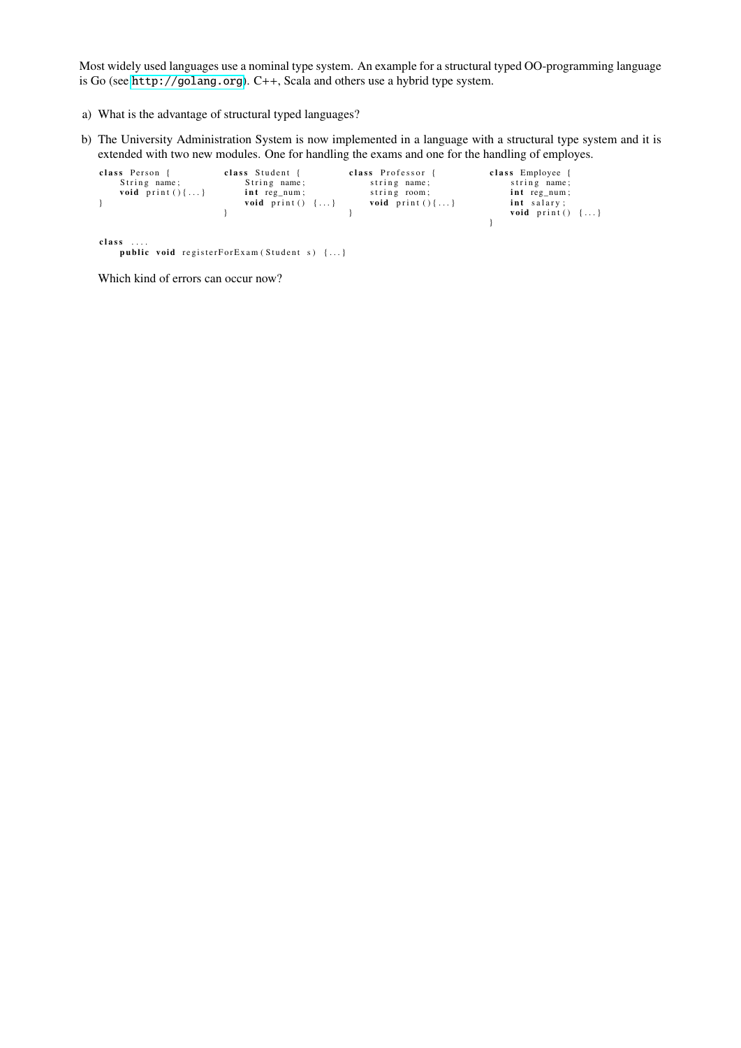Most widely used languages use a nominal type system. An example for a structural typed OO-programming language is Go (see http://golang.org). C++, Scala and others use a hybrid type system.

a) What is the advantage of structural typed languages?

b) The University Administration System is now implemented in a language with a structural type system and it is extended with two new modules. One for handling the exams and one for the handling of employes.

```
class Person {
    String name;
    void print(){...}
}
```

```
class Student {
    String name;
    int reg_num;
    void print() {...}
}
```

```
class Professor {
    string name;
    string room;
    void print(){...}
}
```

```
class Employee {
    string name;
    int reg_num;
    int salary;
    void print() {...}
}
```

```
class ....
    public void registerForExam(Student s) {...}
```

Which kind of errors can occur now?